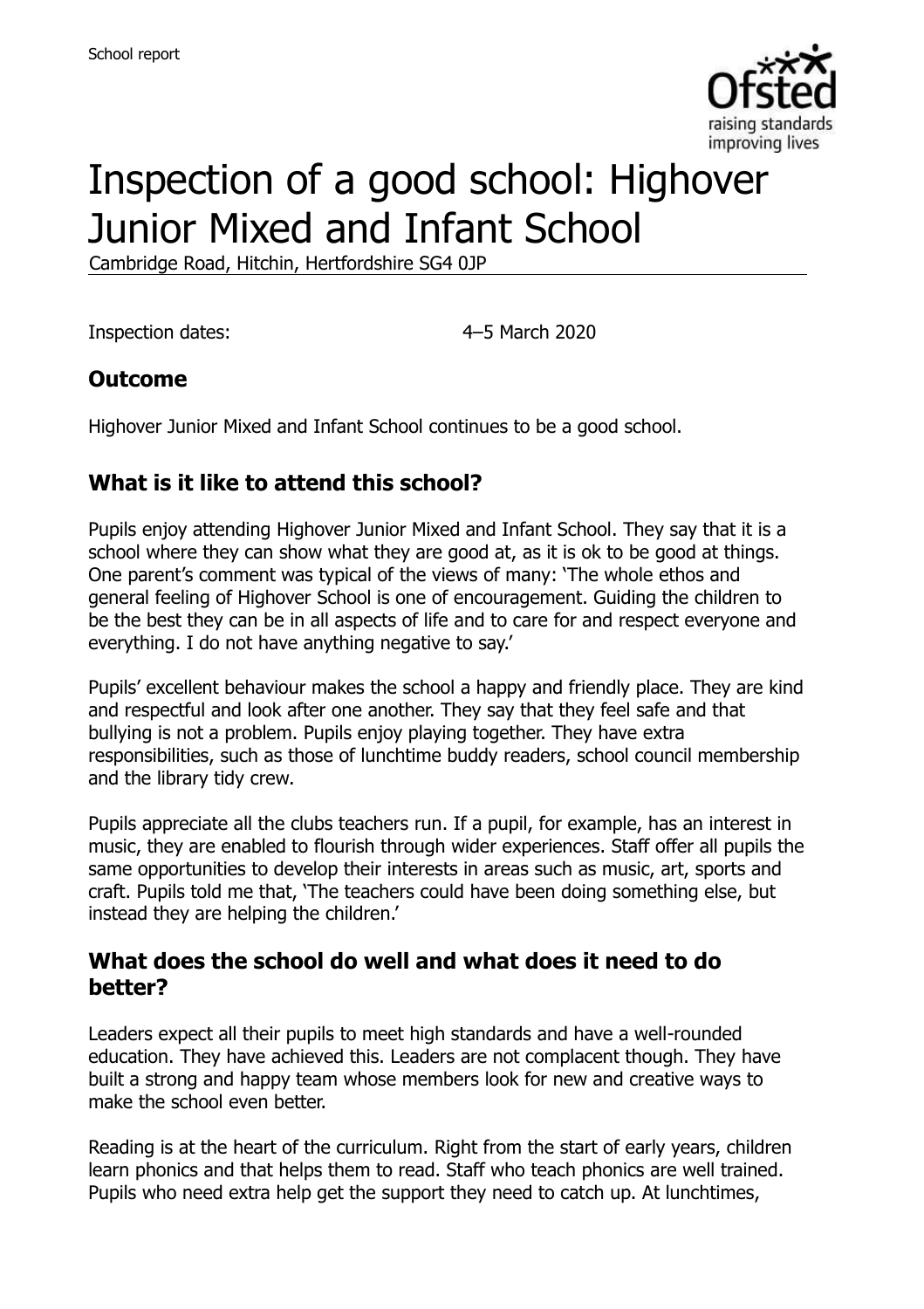# Inspection of a good school: Highover Junior Mixed and Infant School

Cambridge Road, Hitchin, Hertfordshire SG4 0JP

Inspection dates: 4–5 March 2020

## Outcome

Highover Junior Mixed and Infant School continues to be a good school.

## What is it like to attend this school?

Pupils enjoy attending Highover Junior Mixed and Infant School. They say that it is a school where they can show what they are good at, as it is ok to be good at things. One parent's comment was typical of the views of many: 'The whole ethos and general feeling of Highover School is one of encouragement. Guiding the children to be the best they can be in all aspects of life and to care for and respect everyone and everything. I do not have anything negative to say.'

Pupils' excellent behaviour makes the school a happy and friendly place. They are kind and respectful and look after one another. They say that they feel safe and that bullying is not a problem. Pupils enjoy playing together. They have extra responsibilities, such as those of lunchtime buddy readers, school council membership and the library tidy crew.

Pupils appreciate all the clubs teachers run. If a pupil, for example, has an interest in music, they are enabled to flourish through wider experiences. Staff offer all pupils the same opportunities to develop their interests in areas such as music, art, sports and craft. Pupils told me that, 'The teachers could have been doing something else, but instead they are helping the children.'

## What does the school do well and what does it need to do better?

Leaders expect all their pupils to meet high standards and have a well-rounded education. They have achieved this. Leaders are not complacent though. They have built a strong and happy team whose members look for new and creative ways to make the school even better.

Reading is at the heart of the curriculum. Right from the start of early years, children learn phonics and that helps them to read. Staff who teach phonics are well trained. Pupils who need extra help get the support they need to catch up. At lunchtimes,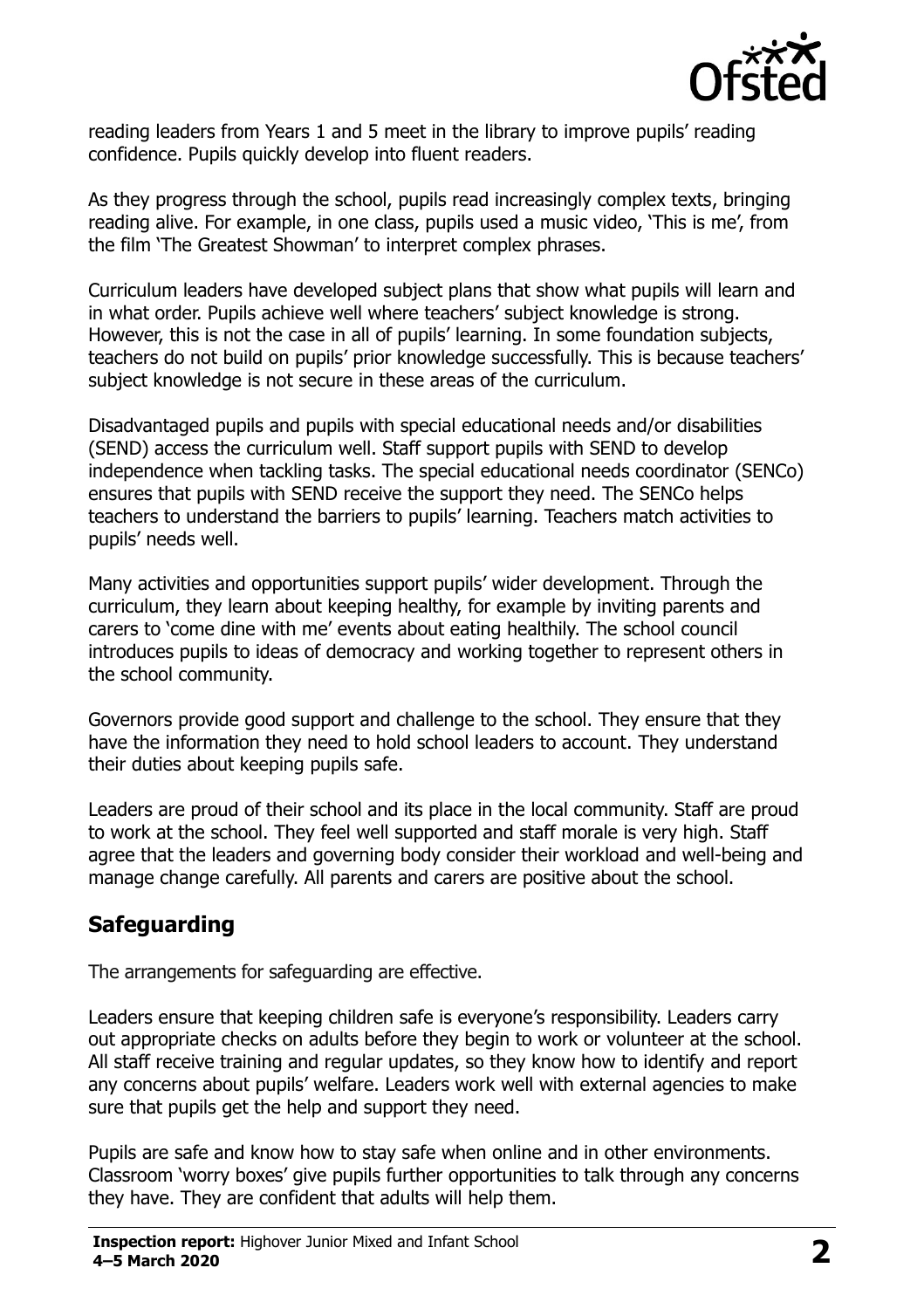reading leaders from Years 1 and 5 meet in the library to improve pupils' reading confidence. Pupils quickly develop into fluent readers.

As they progress through the school, pupils read increasingly complex texts, bringing reading alive. For example, in one class, pupils used a music video, 'This is me', from the film 'The Greatest Showman' to interpret complex phrases.

Curriculum leaders have developed subject plans that show what pupils will learn and in what order. Pupils achieve well where teachers' subject knowledge is strong. However, this is not the case in all of pupils' learning. In some foundation subjects, teachers do not build on pupils' prior knowledge successfully. This is because teachers' subject knowledge is not secure in these areas of the curriculum.

Disadvantaged pupils and pupils with special educational needs and/or disabilities (SEND) access the curriculum well. Staff support pupils with SEND to develop independence when tackling tasks. The special educational needs coordinator (SENCo) ensures that pupils with SEND receive the support they need. The SENCo helps teachers to understand the barriers to pupils' learning. Teachers match activities to pupils' needs well.

Many activities and opportunities support pupils' wider development. Through the curriculum, they learn about keeping healthy, for example by inviting parents and carers to 'come dine with me' events about eating healthily. The school council introduces pupils to ideas of democracy and working together to represent others in the school community.

Governors provide good support and challenge to the school. They ensure that they have the information they need to hold school leaders to account. They understand their duties about keeping pupils safe.

Leaders are proud of their school and its place in the local community. Staff are proud to work at the school. They feel well supported and staff morale is very high. Staff agree that the leaders and governing body consider their workload and well-being and manage change carefully. All parents and carers are positive about the school.

## Safeguarding

The arrangements for safeguarding are effective.

Leaders ensure that keeping children safe is everyone's responsibility. Leaders carry out appropriate checks on adults before they begin to work or volunteer at the school. All staff receive training and regular updates, so they know how to identify and report any concerns about pupils' welfare. Leaders work well with external agencies to make sure that pupils get the help and support they need.

Pupils are safe and know how to stay safe when online and in other environments. Classroom 'worry boxes' give pupils further opportunities to talk through any concerns they have. They are confident that adults will help them.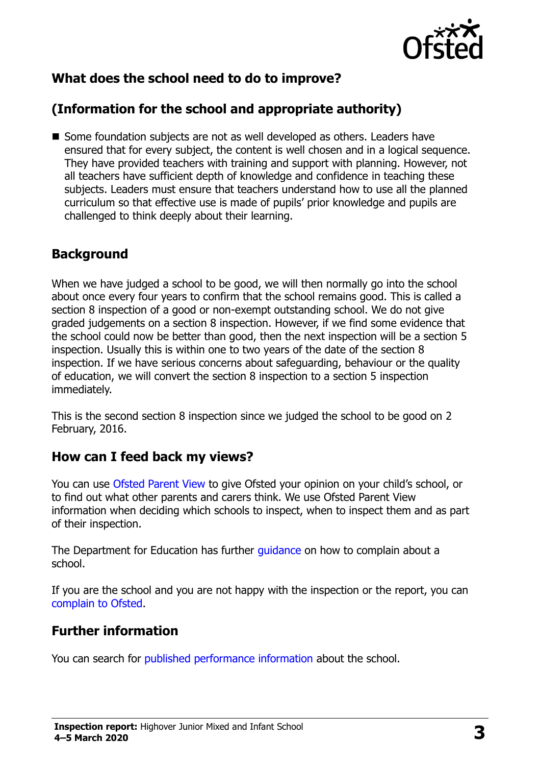## What does the school need to do to improve?

## (Information for the school and appropriate authority)

- Some foundation subjects are not as well developed as others. Leaders have ensured that for every subject, the content is well chosen and in a logical sequence. They have provided teachers with training and support with planning. However, not all teachers have sufficient depth of knowledge and confidence in teaching these subjects. Leaders must ensure that teachers understand how to use all the planned curriculum so that effective use is made of pupils' prior knowledge and pupils are challenged to think deeply about their learning.

## Background

When we have judged a school to be good, we will then normally go into the school about once every four years to confirm that the school remains good. This is called a section 8 inspection of a good or non-exempt outstanding school. We do not give graded judgements on a section 8 inspection. However, if we find some evidence that the school could now be better than good, then the next inspection will be a section 5 inspection. Usually this is within one to two years of the date of the section 8 inspection. If we have serious concerns about safeguarding, behaviour or the quality of education, we will convert the section 8 inspection to a section 5 inspection immediately.

This is the second section 8 inspection since we judged the school to be good on 2 February, 2016.

## How can I feed back my views?

You can use Ofsted Parent View to give Ofsted your opinion on your child's school, or to find out what other parents and carers think. We use Ofsted Parent View information when deciding which schools to inspect, when to inspect them and as part of their inspection.

The Department for Education has further guidance on how to complain about a school.

If you are the school and you are not happy with the inspection or the report, you can complain to Ofsted.

## Further information

You can search for published performance information about the school.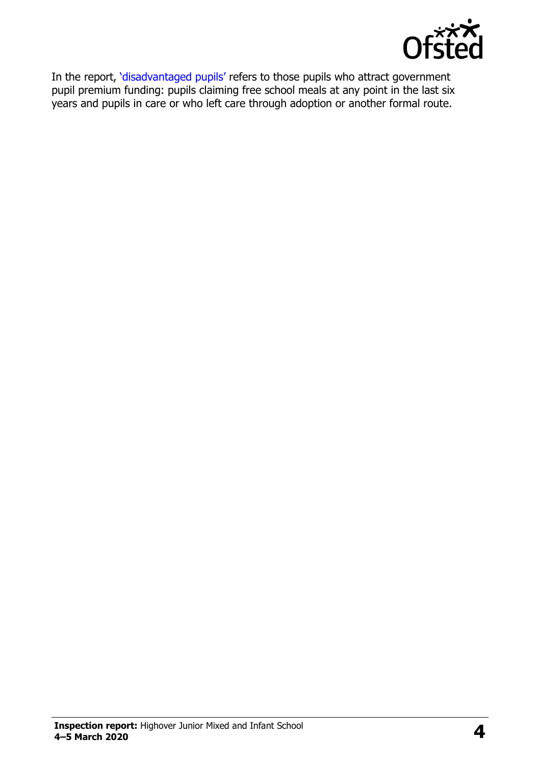In the report, 'disadvantaged pupils' refers to those pupils who attract government pupil premium funding: pupils claiming free school meals at any point in the last six years and pupils in care or who left care through adoption or another formal route.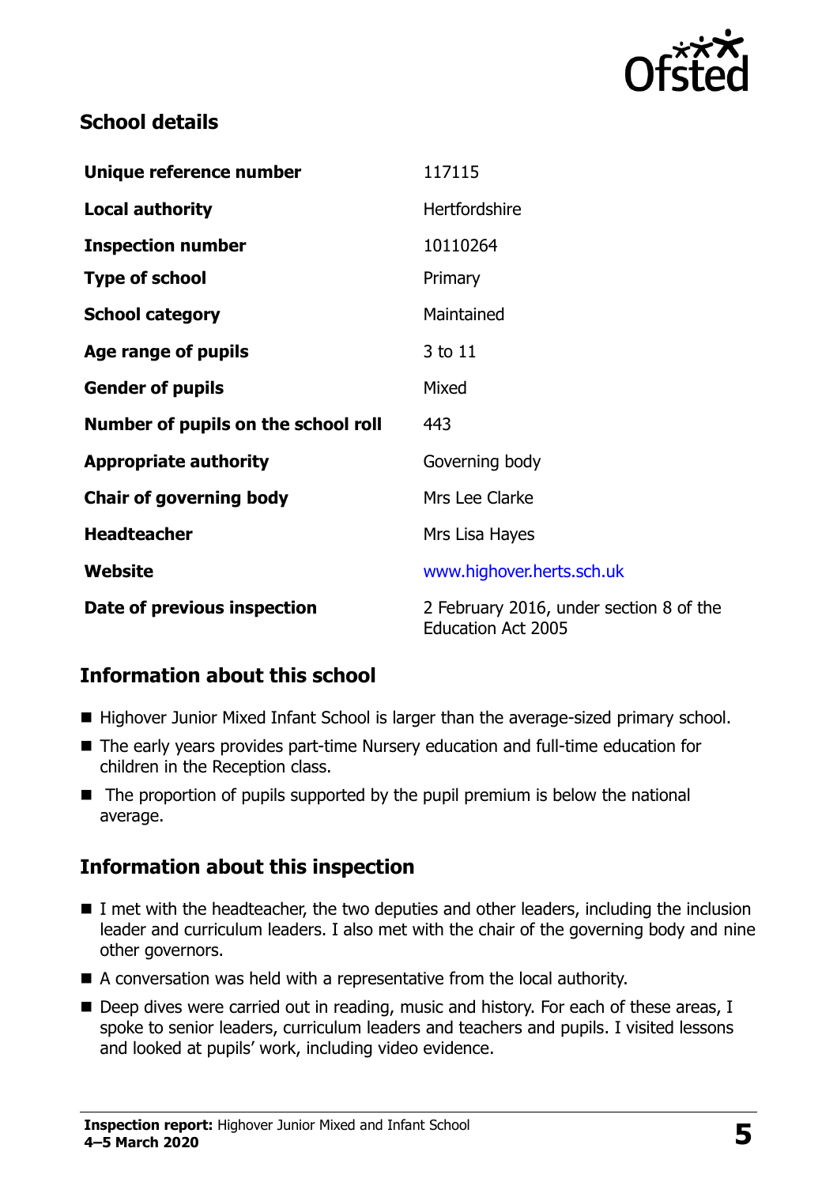## School details

| | |
|---|---|
| **Unique reference number** | 117115 |
| **Local authority** | Hertfordshire |
| **Inspection number** | 10110264 |
| **Type of school** | Primary |
| **School category** | Maintained |
| **Age range of pupils** | 3 to 11 |
| **Gender of pupils** | Mixed |
| **Number of pupils on the school roll** | 443 |
| **Appropriate authority** | Governing body |
| **Chair of governing body** | Mrs Lee Clarke |
| **Headteacher** | Mrs Lisa Hayes |
| **Website** | www.highover.herts.sch.uk |
| **Date of previous inspection** | 2 February 2016, under section 8 of the Education Act 2005 |

## Information about this school

- Highover Junior Mixed Infant School is larger than the average-sized primary school.
- The early years provides part-time Nursery education and full-time education for children in the Reception class.
- The proportion of pupils supported by the pupil premium is below the national average.

## Information about this inspection

- I met with the headteacher, the two deputies and other leaders, including the inclusion leader and curriculum leaders. I also met with the chair of the governing body and nine other governors.
- A conversation was held with a representative from the local authority.
- Deep dives were carried out in reading, music and history. For each of these areas, I spoke to senior leaders, curriculum leaders and teachers and pupils. I visited lessons and looked at pupils' work, including video evidence.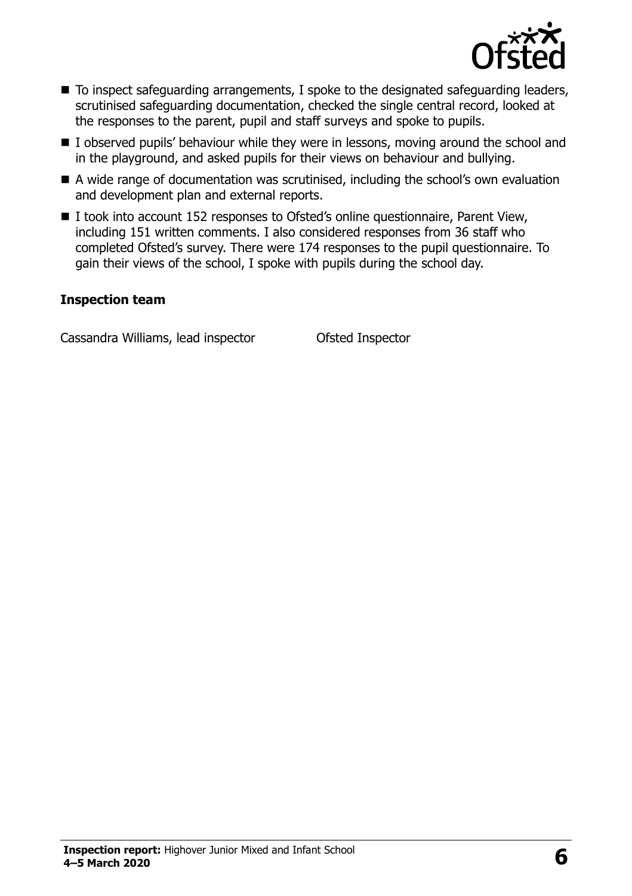- To inspect safeguarding arrangements, I spoke to the designated safeguarding leaders, scrutinised safeguarding documentation, checked the single central record, looked at the responses to the parent, pupil and staff surveys and spoke to pupils.
- I observed pupils' behaviour while they were in lessons, moving around the school and in the playground, and asked pupils for their views on behaviour and bullying.
- A wide range of documentation was scrutinised, including the school's own evaluation and development plan and external reports.
- I took into account 152 responses to Ofsted's online questionnaire, Parent View, including 151 written comments. I also considered responses from 36 staff who completed Ofsted's survey. There were 174 responses to the pupil questionnaire. To gain their views of the school, I spoke with pupils during the school day.

### Inspection team

| | |
|---|---|
| Cassandra Williams, lead inspector | Ofsted Inspector |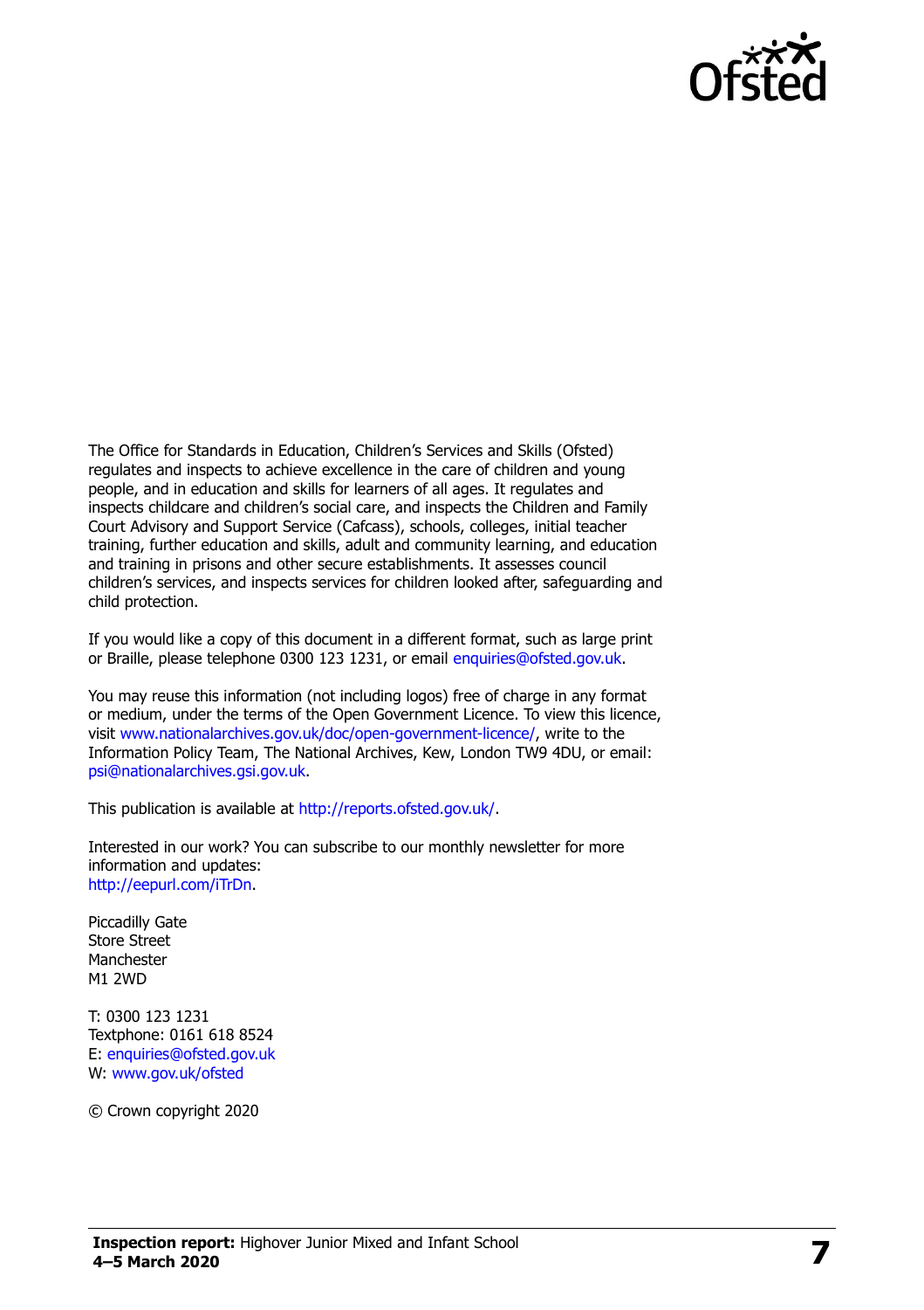The Office for Standards in Education, Children's Services and Skills (Ofsted) regulates and inspects to achieve excellence in the care of children and young people, and in education and skills for learners of all ages. It regulates and inspects childcare and children's social care, and inspects the Children and Family Court Advisory and Support Service (Cafcass), schools, colleges, initial teacher training, further education and skills, adult and community learning, and education and training in prisons and other secure establishments. It assesses council children's services, and inspects services for children looked after, safeguarding and child protection.

If you would like a copy of this document in a different format, such as large print or Braille, please telephone 0300 123 1231, or email enquiries@ofsted.gov.uk.

You may reuse this information (not including logos) free of charge in any format or medium, under the terms of the Open Government Licence. To view this licence, visit www.nationalarchives.gov.uk/doc/open-government-licence/, write to the Information Policy Team, The National Archives, Kew, London TW9 4DU, or email: psi@nationalarchives.gsi.gov.uk.

This publication is available at http://reports.ofsted.gov.uk/.

Interested in our work? You can subscribe to our monthly newsletter for more information and updates:
http://eepurl.com/iTrDn.

Piccadilly Gate
Store Street
Manchester
M1 2WD

T: 0300 123 1231
Textphone: 0161 618 8524
E: enquiries@ofsted.gov.uk
W: www.gov.uk/ofsted

© Crown copyright 2020